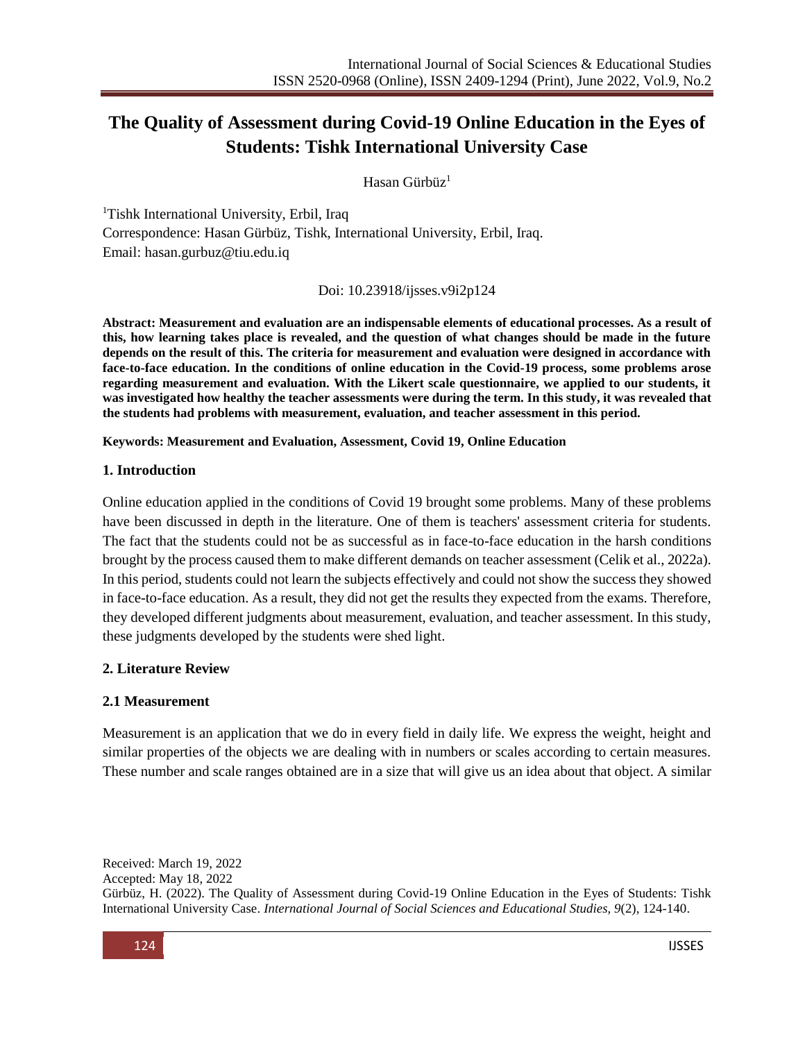# The Quality of Assessment during Covid-19 Online Education in the Eyes of Students: Tishk International University Case

Hasan Gürbüz[1]

[1]Tishk International University, Erbil, Iraq
Correspondence: Hasan Gürbüz, Tishk, International University, Erbil, Iraq.
Email: hasan.gurbuz@tiu.edu.iq

Doi: 10.23918/ijsses.v9i2p124

**Abstract: Measurement and evaluation are an indispensable elements of educational processes. As a result of this, how learning takes place is revealed, and the question of what changes should be made in the future depends on the result of this. The criteria for measurement and evaluation were designed in accordance with face-to-face education. In the conditions of online education in the Covid-19 process, some problems arose regarding measurement and evaluation. With the Likert scale questionnaire, we applied to our students, it was investigated how healthy the teacher assessments were during the term. In this study, it was revealed that the students had problems with measurement, evaluation, and teacher assessment in this period.**

**Keywords: Measurement and Evaluation, Assessment, Covid 19, Online Education**

## 1. Introduction

Online education applied in the conditions of Covid 19 brought some problems. Many of these problems have been discussed in depth in the literature. One of them is teachers' assessment criteria for students. The fact that the students could not be as successful as in face-to-face education in the harsh conditions brought by the process caused them to make different demands on teacher assessment (Celik et al., 2022a). In this period, students could not learn the subjects effectively and could not show the success they showed in face-to-face education. As a result, they did not get the results they expected from the exams. Therefore, they developed different judgments about measurement, evaluation, and teacher assessment. In this study, these judgments developed by the students were shed light.

## 2. Literature Review

### 2.1 Measurement

Measurement is an application that we do in every field in daily life. We express the weight, height and similar properties of the objects we are dealing with in numbers or scales according to certain measures. These number and scale ranges obtained are in a size that will give us an idea about that object. A similar

Received: March 19, 2022
Accepted: May 18, 2022
Gürbüz, H. (2022). The Quality of Assessment during Covid-19 Online Education in the Eyes of Students: Tishk International University Case. *International Journal of Social Sciences and Educational Studies, 9*(2), 124-140.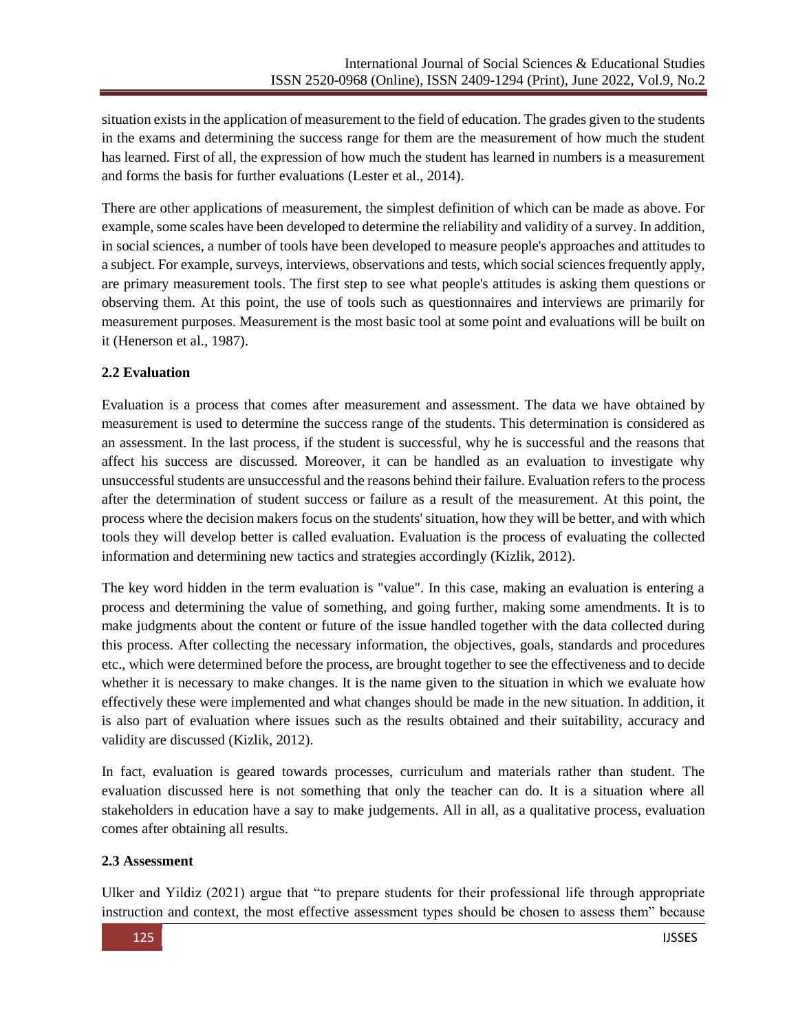situation exists in the application of measurement to the field of education. The grades given to the students in the exams and determining the success range for them are the measurement of how much the student has learned. First of all, the expression of how much the student has learned in numbers is a measurement and forms the basis for further evaluations (Lester et al., 2014).

There are other applications of measurement, the simplest definition of which can be made as above. For example, some scales have been developed to determine the reliability and validity of a survey. In addition, in social sciences, a number of tools have been developed to measure people's approaches and attitudes to a subject. For example, surveys, interviews, observations and tests, which social sciences frequently apply, are primary measurement tools. The first step to see what people's attitudes is asking them questions or observing them. At this point, the use of tools such as questionnaires and interviews are primarily for measurement purposes. Measurement is the most basic tool at some point and evaluations will be built on it (Henerson et al., 1987).

### 2.2 Evaluation

Evaluation is a process that comes after measurement and assessment. The data we have obtained by measurement is used to determine the success range of the students. This determination is considered as an assessment. In the last process, if the student is successful, why he is successful and the reasons that affect his success are discussed. Moreover, it can be handled as an evaluation to investigate why unsuccessful students are unsuccessful and the reasons behind their failure. Evaluation refers to the process after the determination of student success or failure as a result of the measurement. At this point, the process where the decision makers focus on the students' situation, how they will be better, and with which tools they will develop better is called evaluation. Evaluation is the process of evaluating the collected information and determining new tactics and strategies accordingly (Kizlik, 2012).

The key word hidden in the term evaluation is "value". In this case, making an evaluation is entering a process and determining the value of something, and going further, making some amendments. It is to make judgments about the content or future of the issue handled together with the data collected during this process. After collecting the necessary information, the objectives, goals, standards and procedures etc., which were determined before the process, are brought together to see the effectiveness and to decide whether it is necessary to make changes. It is the name given to the situation in which we evaluate how effectively these were implemented and what changes should be made in the new situation. In addition, it is also part of evaluation where issues such as the results obtained and their suitability, accuracy and validity are discussed (Kizlik, 2012).

In fact, evaluation is geared towards processes, curriculum and materials rather than student. The evaluation discussed here is not something that only the teacher can do. It is a situation where all stakeholders in education have a say to make judgements. All in all, as a qualitative process, evaluation comes after obtaining all results.

### 2.3 Assessment

Ulker and Yildiz (2021) argue that "to prepare students for their professional life through appropriate instruction and context, the most effective assessment types should be chosen to assess them" because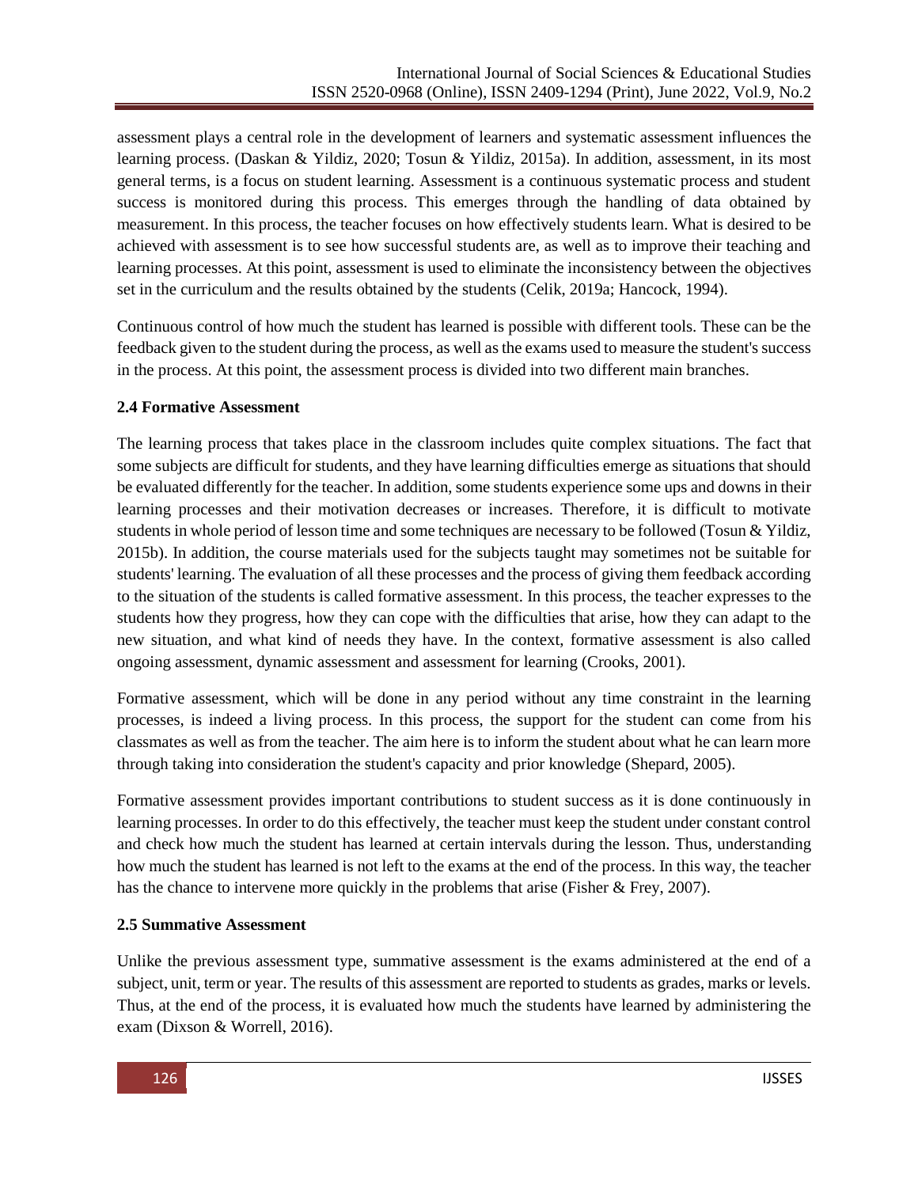assessment plays a central role in the development of learners and systematic assessment influences the learning process. (Daskan & Yildiz, 2020; Tosun & Yildiz, 2015a). In addition, assessment, in its most general terms, is a focus on student learning. Assessment is a continuous systematic process and student success is monitored during this process. This emerges through the handling of data obtained by measurement. In this process, the teacher focuses on how effectively students learn. What is desired to be achieved with assessment is to see how successful students are, as well as to improve their teaching and learning processes. At this point, assessment is used to eliminate the inconsistency between the objectives set in the curriculum and the results obtained by the students (Celik, 2019a; Hancock, 1994).

Continuous control of how much the student has learned is possible with different tools. These can be the feedback given to the student during the process, as well as the exams used to measure the student's success in the process. At this point, the assessment process is divided into two different main branches.

### 2.4 Formative Assessment

The learning process that takes place in the classroom includes quite complex situations. The fact that some subjects are difficult for students, and they have learning difficulties emerge as situations that should be evaluated differently for the teacher. In addition, some students experience some ups and downs in their learning processes and their motivation decreases or increases. Therefore, it is difficult to motivate students in whole period of lesson time and some techniques are necessary to be followed (Tosun & Yildiz, 2015b). In addition, the course materials used for the subjects taught may sometimes not be suitable for students' learning. The evaluation of all these processes and the process of giving them feedback according to the situation of the students is called formative assessment. In this process, the teacher expresses to the students how they progress, how they can cope with the difficulties that arise, how they can adapt to the new situation, and what kind of needs they have. In the context, formative assessment is also called ongoing assessment, dynamic assessment and assessment for learning (Crooks, 2001).

Formative assessment, which will be done in any period without any time constraint in the learning processes, is indeed a living process. In this process, the support for the student can come from his classmates as well as from the teacher. The aim here is to inform the student about what he can learn more through taking into consideration the student's capacity and prior knowledge (Shepard, 2005).

Formative assessment provides important contributions to student success as it is done continuously in learning processes. In order to do this effectively, the teacher must keep the student under constant control and check how much the student has learned at certain intervals during the lesson. Thus, understanding how much the student has learned is not left to the exams at the end of the process. In this way, the teacher has the chance to intervene more quickly in the problems that arise (Fisher & Frey, 2007).

### 2.5 Summative Assessment

Unlike the previous assessment type, summative assessment is the exams administered at the end of a subject, unit, term or year. The results of this assessment are reported to students as grades, marks or levels. Thus, at the end of the process, it is evaluated how much the students have learned by administering the exam (Dixson & Worrell, 2016).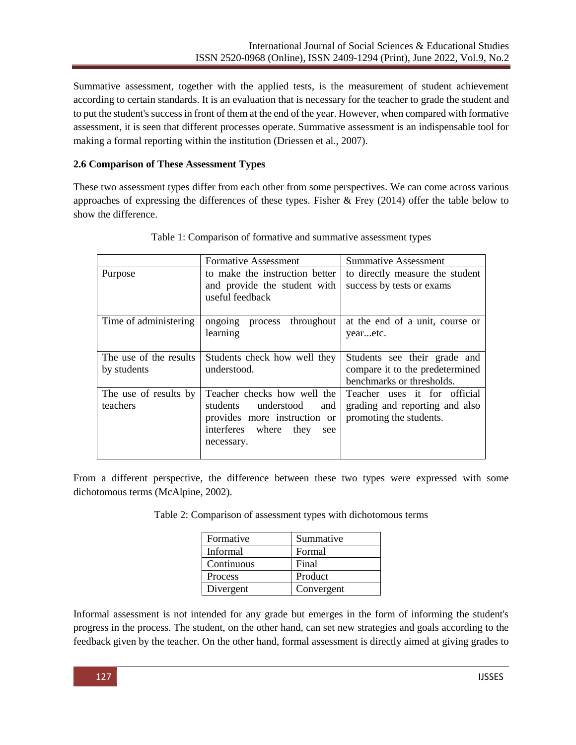Summative assessment, together with the applied tests, is the measurement of student achievement according to certain standards. It is an evaluation that is necessary for the teacher to grade the student and to put the student's success in front of them at the end of the year. However, when compared with formative assessment, it is seen that different processes operate. Summative assessment is an indispensable tool for making a formal reporting within the institution (Driessen et al., 2007).

### 2.6 Comparison of These Assessment Types

These two assessment types differ from each other from some perspectives. We can come across various approaches of expressing the differences of these types. Fisher & Frey (2014) offer the table below to show the difference.

Table 1: Comparison of formative and summative assessment types

| | Formative Assessment | Summative Assessment |
|---|---|---|
| Purpose | to make the instruction better and provide the student with useful feedback | to directly measure the student success by tests or exams |
| Time of administering | ongoing process throughout learning | at the end of a unit, course or year...etc. |
| The use of the results by students | Students check how well they understood. | Students see their grade and compare it to the predetermined benchmarks or thresholds. |
| The use of results by teachers | Teacher checks how well the students understood and provides more instruction or interferes where they see necessary. | Teacher uses it for official grading and reporting and also promoting the students. |

From a different perspective, the difference between these two types were expressed with some dichotomous terms (McAlpine, 2002).

Table 2: Comparison of assessment types with dichotomous terms

| Formative | Summative |
|---|---|
| Informal | Formal |
| Continuous | Final |
| Process | Product |
| Divergent | Convergent |

Informal assessment is not intended for any grade but emerges in the form of informing the student's progress in the process. The student, on the other hand, can set new strategies and goals according to the feedback given by the teacher. On the other hand, formal assessment is directly aimed at giving grades to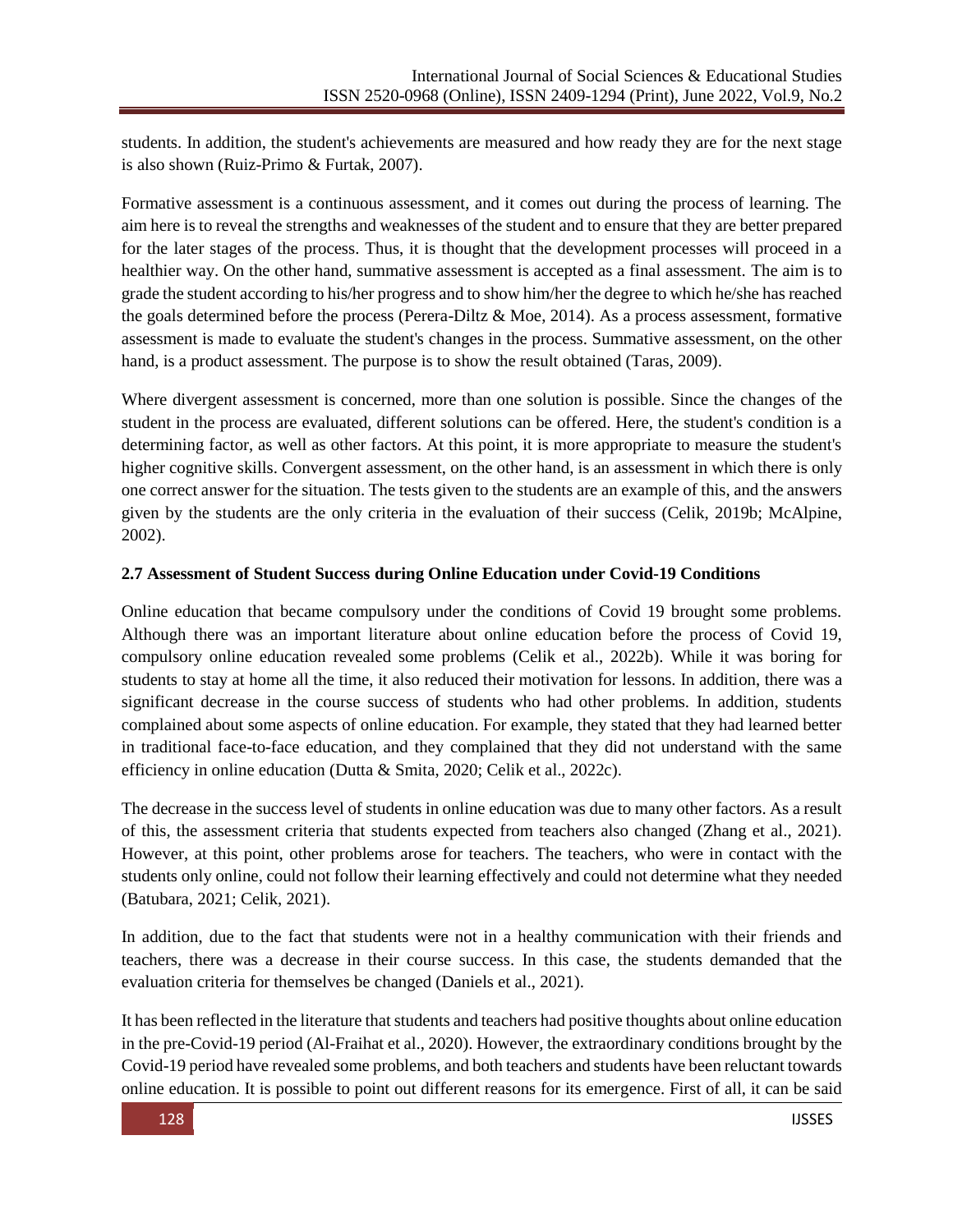students. In addition, the student's achievements are measured and how ready they are for the next stage is also shown (Ruiz-Primo & Furtak, 2007).

Formative assessment is a continuous assessment, and it comes out during the process of learning. The aim here is to reveal the strengths and weaknesses of the student and to ensure that they are better prepared for the later stages of the process. Thus, it is thought that the development processes will proceed in a healthier way. On the other hand, summative assessment is accepted as a final assessment. The aim is to grade the student according to his/her progress and to show him/her the degree to which he/she has reached the goals determined before the process (Perera-Diltz & Moe, 2014). As a process assessment, formative assessment is made to evaluate the student's changes in the process. Summative assessment, on the other hand, is a product assessment. The purpose is to show the result obtained (Taras, 2009).

Where divergent assessment is concerned, more than one solution is possible. Since the changes of the student in the process are evaluated, different solutions can be offered. Here, the student's condition is a determining factor, as well as other factors. At this point, it is more appropriate to measure the student's higher cognitive skills. Convergent assessment, on the other hand, is an assessment in which there is only one correct answer for the situation. The tests given to the students are an example of this, and the answers given by the students are the only criteria in the evaluation of their success (Celik, 2019b; McAlpine, 2002).

### 2.7 Assessment of Student Success during Online Education under Covid-19 Conditions

Online education that became compulsory under the conditions of Covid 19 brought some problems. Although there was an important literature about online education before the process of Covid 19, compulsory online education revealed some problems (Celik et al., 2022b). While it was boring for students to stay at home all the time, it also reduced their motivation for lessons. In addition, there was a significant decrease in the course success of students who had other problems. In addition, students complained about some aspects of online education. For example, they stated that they had learned better in traditional face-to-face education, and they complained that they did not understand with the same efficiency in online education (Dutta & Smita, 2020; Celik et al., 2022c).

The decrease in the success level of students in online education was due to many other factors. As a result of this, the assessment criteria that students expected from teachers also changed (Zhang et al., 2021). However, at this point, other problems arose for teachers. The teachers, who were in contact with the students only online, could not follow their learning effectively and could not determine what they needed (Batubara, 2021; Celik, 2021).

In addition, due to the fact that students were not in a healthy communication with their friends and teachers, there was a decrease in their course success. In this case, the students demanded that the evaluation criteria for themselves be changed (Daniels et al., 2021).

It has been reflected in the literature that students and teachers had positive thoughts about online education in the pre-Covid-19 period (Al-Fraihat et al., 2020). However, the extraordinary conditions brought by the Covid-19 period have revealed some problems, and both teachers and students have been reluctant towards online education. It is possible to point out different reasons for its emergence. First of all, it can be said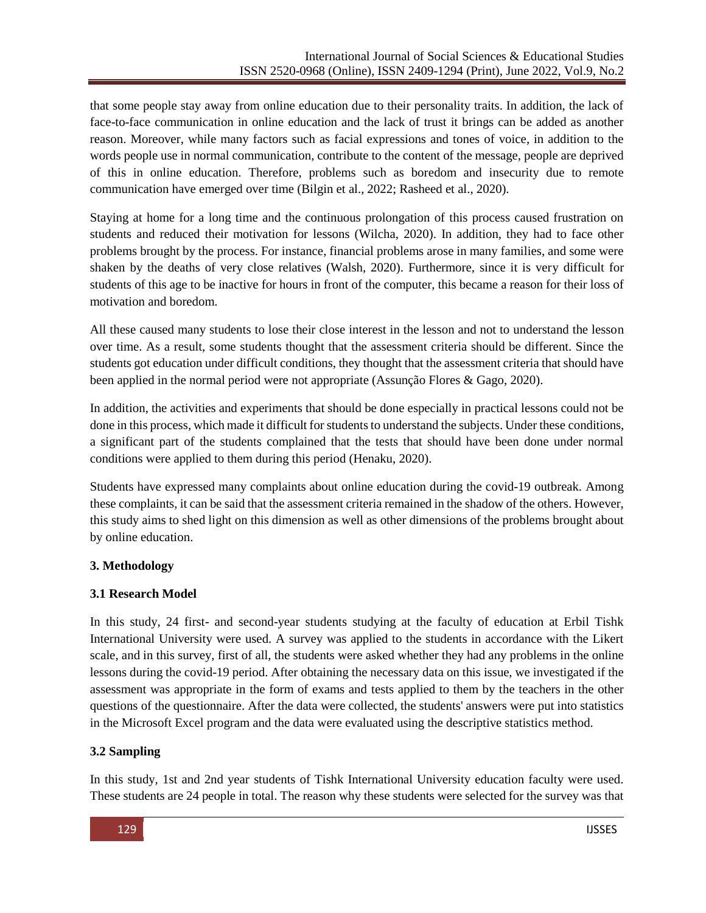that some people stay away from online education due to their personality traits. In addition, the lack of face-to-face communication in online education and the lack of trust it brings can be added as another reason. Moreover, while many factors such as facial expressions and tones of voice, in addition to the words people use in normal communication, contribute to the content of the message, people are deprived of this in online education. Therefore, problems such as boredom and insecurity due to remote communication have emerged over time (Bilgin et al., 2022; Rasheed et al., 2020).

Staying at home for a long time and the continuous prolongation of this process caused frustration on students and reduced their motivation for lessons (Wilcha, 2020). In addition, they had to face other problems brought by the process. For instance, financial problems arose in many families, and some were shaken by the deaths of very close relatives (Walsh, 2020). Furthermore, since it is very difficult for students of this age to be inactive for hours in front of the computer, this became a reason for their loss of motivation and boredom.

All these caused many students to lose their close interest in the lesson and not to understand the lesson over time. As a result, some students thought that the assessment criteria should be different. Since the students got education under difficult conditions, they thought that the assessment criteria that should have been applied in the normal period were not appropriate (Assunção Flores & Gago, 2020).

In addition, the activities and experiments that should be done especially in practical lessons could not be done in this process, which made it difficult for students to understand the subjects. Under these conditions, a significant part of the students complained that the tests that should have been done under normal conditions were applied to them during this period (Henaku, 2020).

Students have expressed many complaints about online education during the covid-19 outbreak. Among these complaints, it can be said that the assessment criteria remained in the shadow of the others. However, this study aims to shed light on this dimension as well as other dimensions of the problems brought about by online education.

## 3. Methodology

### 3.1 Research Model

In this study, 24 first- and second-year students studying at the faculty of education at Erbil Tishk International University were used. A survey was applied to the students in accordance with the Likert scale, and in this survey, first of all, the students were asked whether they had any problems in the online lessons during the covid-19 period. After obtaining the necessary data on this issue, we investigated if the assessment was appropriate in the form of exams and tests applied to them by the teachers in the other questions of the questionnaire. After the data were collected, the students' answers were put into statistics in the Microsoft Excel program and the data were evaluated using the descriptive statistics method.

### 3.2 Sampling

In this study, 1st and 2nd year students of Tishk International University education faculty were used. These students are 24 people in total. The reason why these students were selected for the survey was that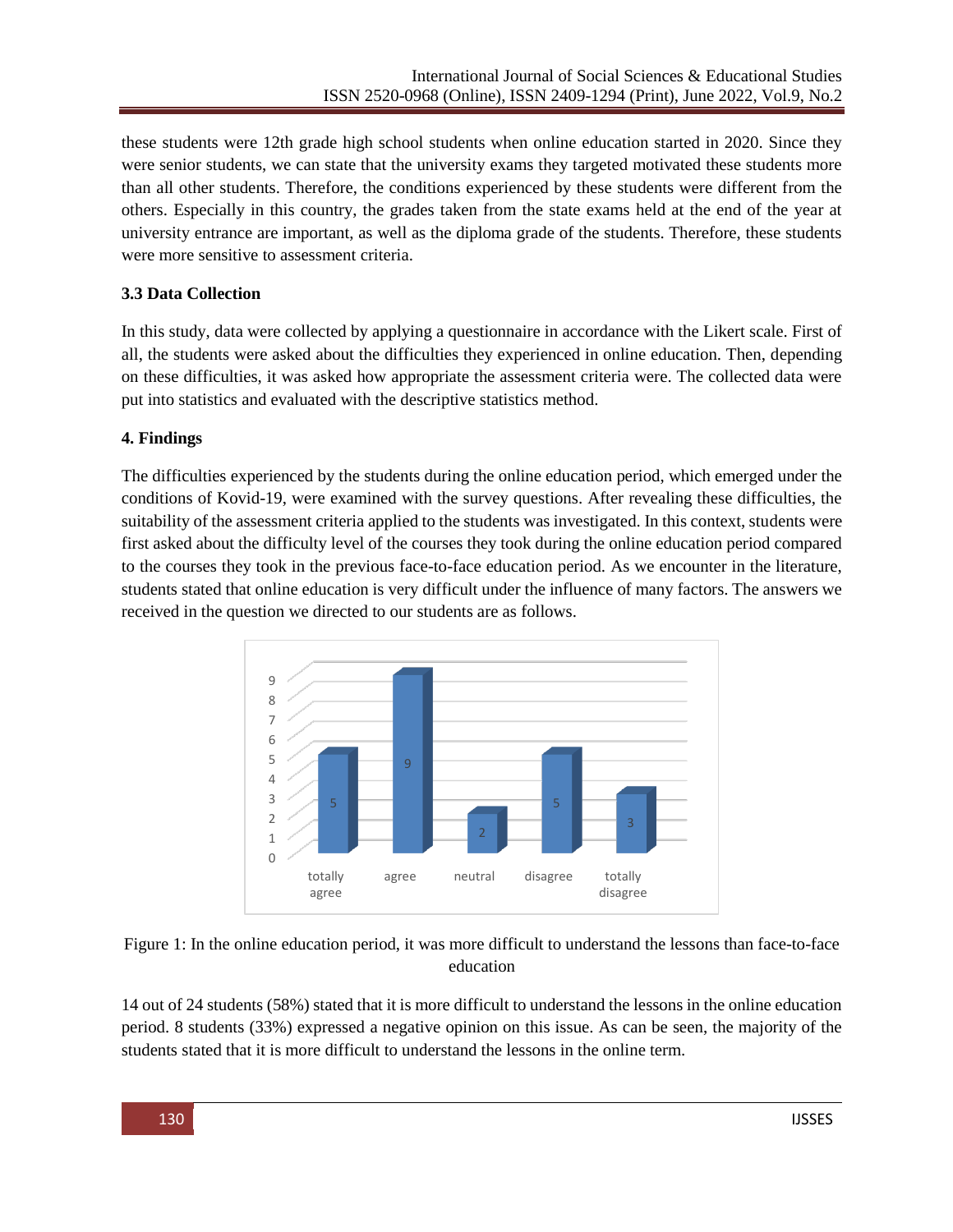these students were 12th grade high school students when online education started in 2020. Since they were senior students, we can state that the university exams they targeted motivated these students more than all other students. Therefore, the conditions experienced by these students were different from the others. Especially in this country, the grades taken from the state exams held at the end of the year at university entrance are important, as well as the diploma grade of the students. Therefore, these students were more sensitive to assessment criteria.

### 3.3 Data Collection

In this study, data were collected by applying a questionnaire in accordance with the Likert scale. First of all, the students were asked about the difficulties they experienced in online education. Then, depending on these difficulties, it was asked how appropriate the assessment criteria were. The collected data were put into statistics and evaluated with the descriptive statistics method.

## 4. Findings

The difficulties experienced by the students during the online education period, which emerged under the conditions of Kovid-19, were examined with the survey questions. After revealing these difficulties, the suitability of the assessment criteria applied to the students was investigated. In this context, students were first asked about the difficulty level of the courses they took during the online education period compared to the courses they took in the previous face-to-face education period. As we encounter in the literature, students stated that online education is very difficult under the influence of many factors. The answers we received in the question we directed to our students are as follows.

| totally agree | agree | neutral | disagree | totally disagree |
|---|---|---|---|---|
| 5 | 9 | 2 | 5 | 3 |

Figure 1: In the online education period, it was more difficult to understand the lessons than face-to-face education

14 out of 24 students (58%) stated that it is more difficult to understand the lessons in the online education period. 8 students (33%) expressed a negative opinion on this issue. As can be seen, the majority of the students stated that it is more difficult to understand the lessons in the online term.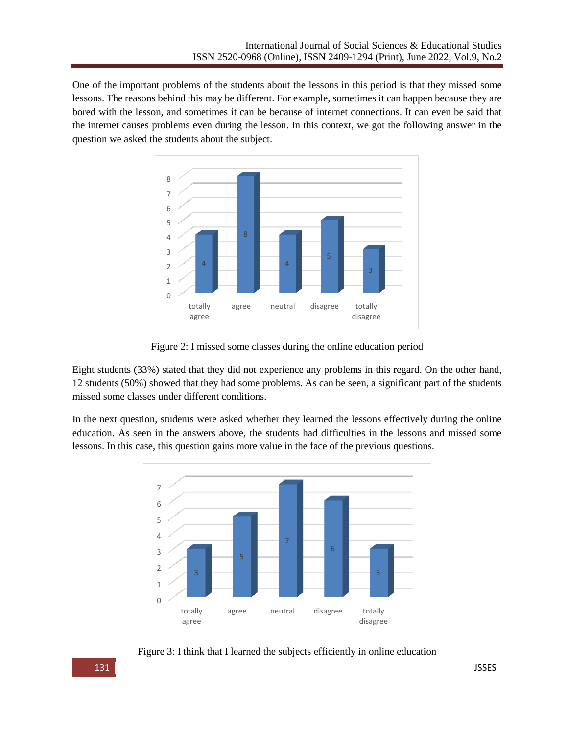One of the important problems of the students about the lessons in this period is that they missed some lessons. The reasons behind this may be different. For example, sometimes it can happen because they are bored with the lesson, and sometimes it can be because of internet connections. It can even be said that the internet causes problems even during the lesson. In this context, we got the following answer in the question we asked the students about the subject.

Figure 2: I missed some classes during the online education period

Eight students (33%) stated that they did not experience any problems in this regard. On the other hand, 12 students (50%) showed that they had some problems. As can be seen, a significant part of the students missed some classes under different conditions.

In the next question, students were asked whether they learned the lessons effectively during the online education. As seen in the answers above, the students had difficulties in the lessons and missed some lessons. In this case, this question gains more value in the face of the previous questions.

Figure 3: I think that I learned the subjects efficiently in online education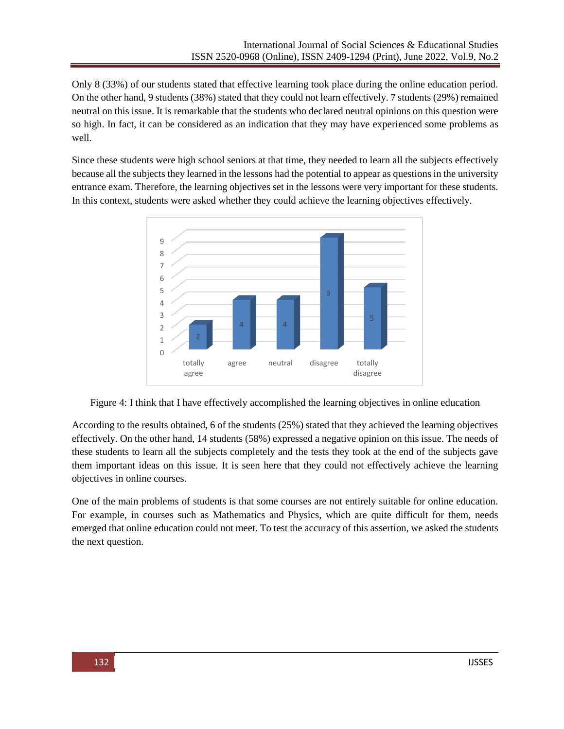Only 8 (33%) of our students stated that effective learning took place during the online education period. On the other hand, 9 students (38%) stated that they could not learn effectively. 7 students (29%) remained neutral on this issue. It is remarkable that the students who declared neutral opinions on this question were so high. In fact, it can be considered as an indication that they may have experienced some problems as well.

Since these students were high school seniors at that time, they needed to learn all the subjects effectively because all the subjects they learned in the lessons had the potential to appear as questions in the university entrance exam. Therefore, the learning objectives set in the lessons were very important for these students. In this context, students were asked whether they could achieve the learning objectives effectively.

| totally agree | agree | neutral | disagree | totally disagree |
|---|---|---|---|---|
| 2 | 4 | 4 | 9 | 5 |

Figure 4: I think that I have effectively accomplished the learning objectives in online education

According to the results obtained, 6 of the students (25%) stated that they achieved the learning objectives effectively. On the other hand, 14 students (58%) expressed a negative opinion on this issue. The needs of these students to learn all the subjects completely and the tests they took at the end of the subjects gave them important ideas on this issue. It is seen here that they could not effectively achieve the learning objectives in online courses.

One of the main problems of students is that some courses are not entirely suitable for online education. For example, in courses such as Mathematics and Physics, which are quite difficult for them, needs emerged that online education could not meet. To test the accuracy of this assertion, we asked the students the next question.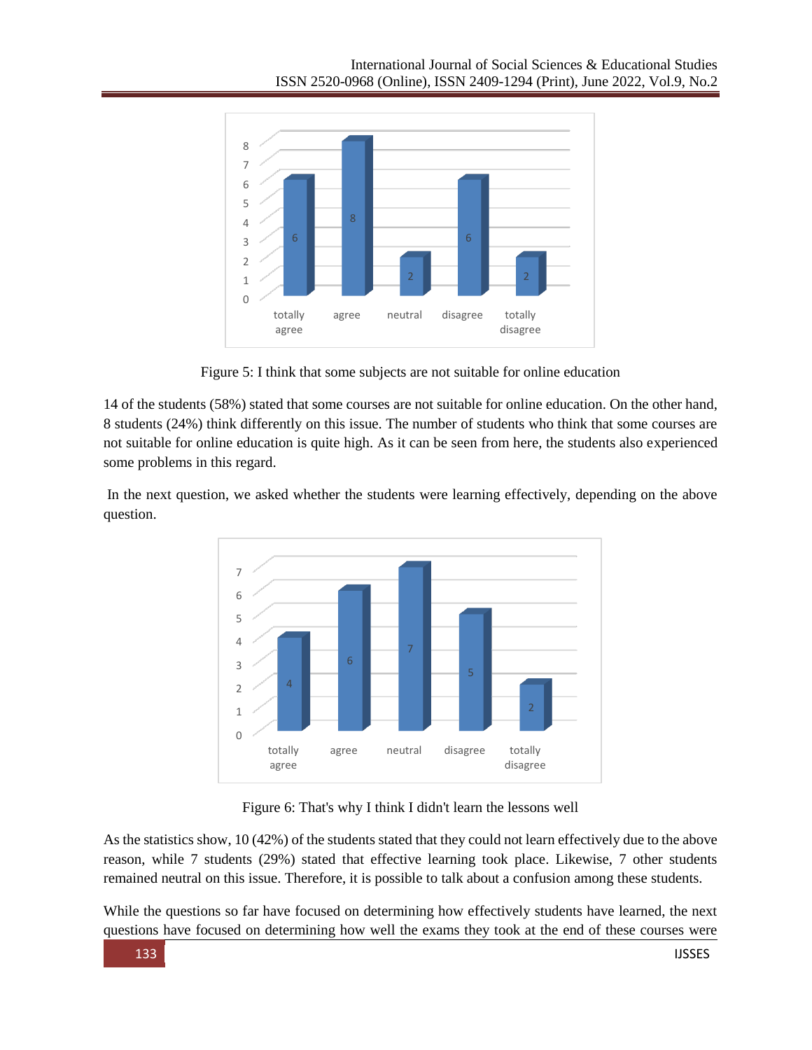Figure 5: I think that some subjects are not suitable for online education

14 of the students (58%) stated that some courses are not suitable for online education. On the other hand, 8 students (24%) think differently on this issue. The number of students who think that some courses are not suitable for online education is quite high. As it can be seen from here, the students also experienced some problems in this regard.

In the next question, we asked whether the students were learning effectively, depending on the above question.

Figure 6: That's why I think I didn't learn the lessons well

As the statistics show, 10 (42%) of the students stated that they could not learn effectively due to the above reason, while 7 students (29%) stated that effective learning took place. Likewise, 7 other students remained neutral on this issue. Therefore, it is possible to talk about a confusion among these students.

While the questions so far have focused on determining how effectively students have learned, the next questions have focused on determining how well the exams they took at the end of these courses were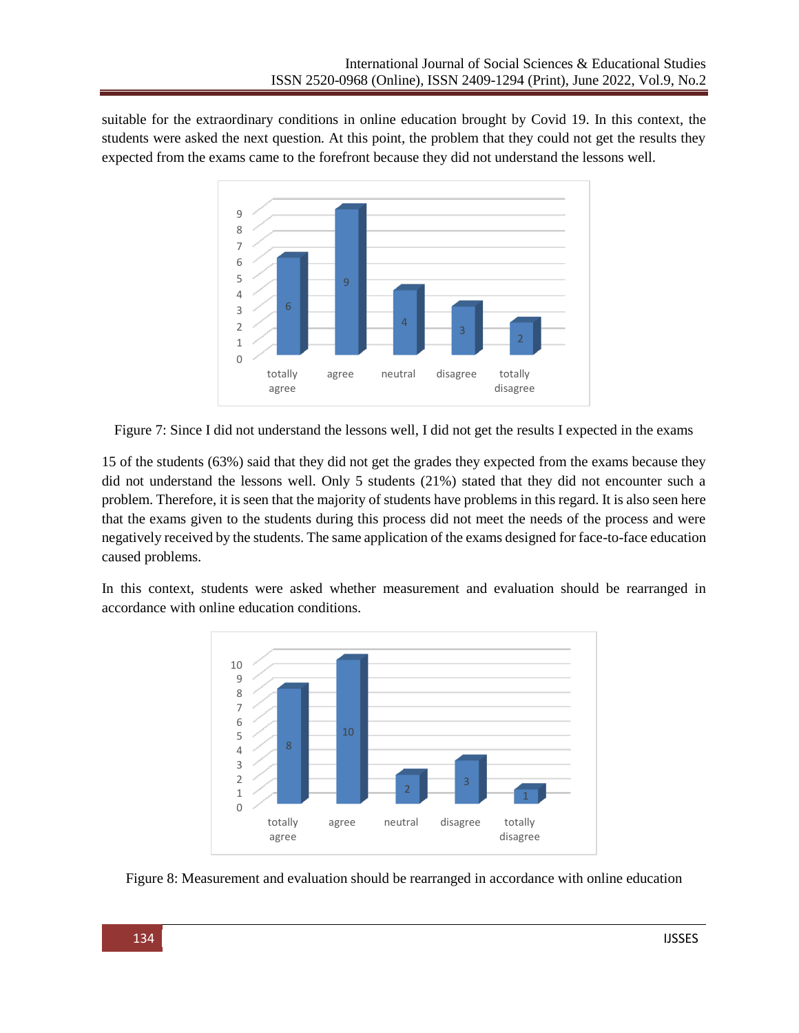suitable for the extraordinary conditions in online education brought by Covid 19. In this context, the students were asked the next question. At this point, the problem that they could not get the results they expected from the exams came to the forefront because they did not understand the lessons well.

Figure 7: Since I did not understand the lessons well, I did not get the results I expected in the exams

15 of the students (63%) said that they did not get the grades they expected from the exams because they did not understand the lessons well. Only 5 students (21%) stated that they did not encounter such a problem. Therefore, it is seen that the majority of students have problems in this regard. It is also seen here that the exams given to the students during this process did not meet the needs of the process and were negatively received by the students. The same application of the exams designed for face-to-face education caused problems.

In this context, students were asked whether measurement and evaluation should be rearranged in accordance with online education conditions.

Figure 8: Measurement and evaluation should be rearranged in accordance with online education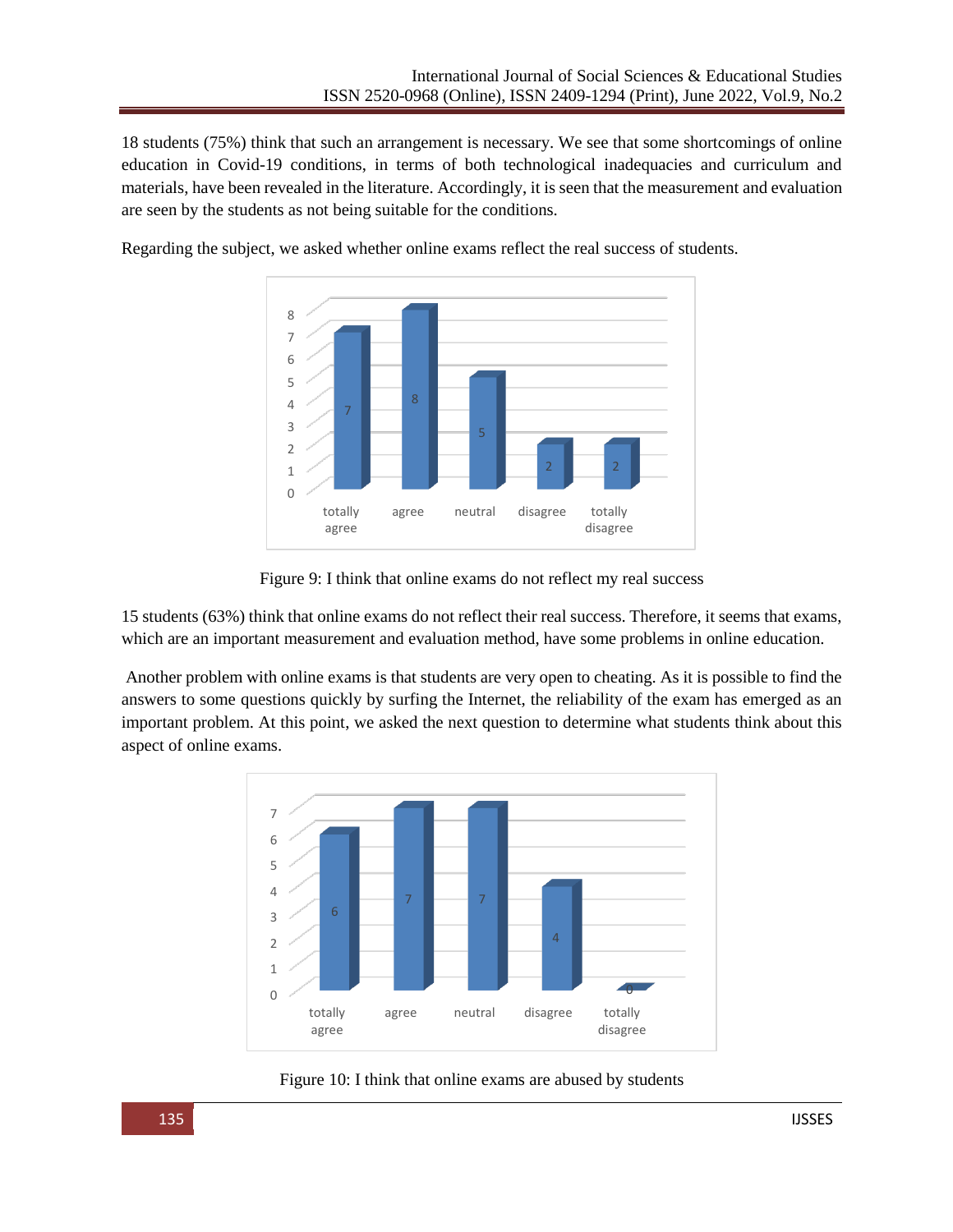18 students (75%) think that such an arrangement is necessary. We see that some shortcomings of online education in Covid-19 conditions, in terms of both technological inadequacies and curriculum and materials, have been revealed in the literature. Accordingly, it is seen that the measurement and evaluation are seen by the students as not being suitable for the conditions.

Regarding the subject, we asked whether online exams reflect the real success of students.

| | totally agree | agree | neutral | disagree | totally disagree |
|---|---|---|---|---|---|
| | 7 | 8 | 5 | 2 | 2 |

Figure 9: I think that online exams do not reflect my real success

15 students (63%) think that online exams do not reflect their real success. Therefore, it seems that exams, which are an important measurement and evaluation method, have some problems in online education.

Another problem with online exams is that students are very open to cheating. As it is possible to find the answers to some questions quickly by surfing the Internet, the reliability of the exam has emerged as an important problem. At this point, we asked the next question to determine what students think about this aspect of online exams.

| | totally agree | agree | neutral | disagree | totally disagree |
|---|---|---|---|---|---|
| | 6 | 7 | 7 | 4 | 0 |

Figure 10: I think that online exams are abused by students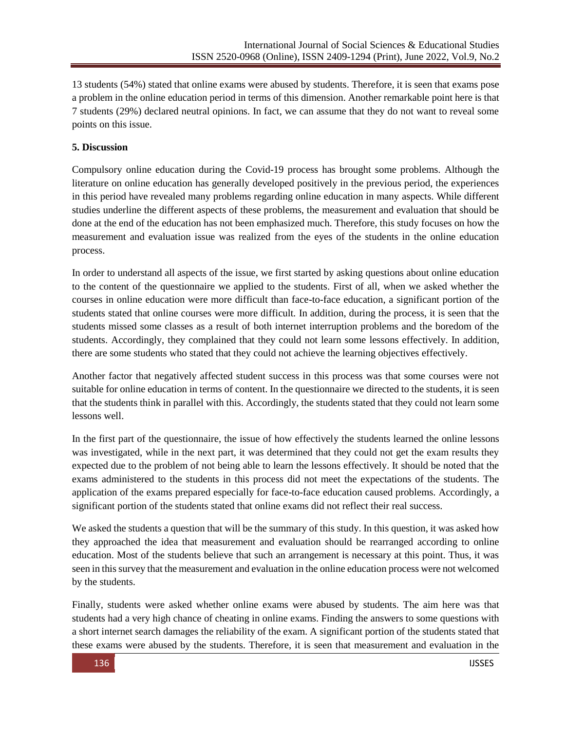13 students (54%) stated that online exams were abused by students. Therefore, it is seen that exams pose a problem in the online education period in terms of this dimension. Another remarkable point here is that 7 students (29%) declared neutral opinions. In fact, we can assume that they do not want to reveal some points on this issue.

## 5. Discussion

Compulsory online education during the Covid-19 process has brought some problems. Although the literature on online education has generally developed positively in the previous period, the experiences in this period have revealed many problems regarding online education in many aspects. While different studies underline the different aspects of these problems, the measurement and evaluation that should be done at the end of the education has not been emphasized much. Therefore, this study focuses on how the measurement and evaluation issue was realized from the eyes of the students in the online education process.

In order to understand all aspects of the issue, we first started by asking questions about online education to the content of the questionnaire we applied to the students. First of all, when we asked whether the courses in online education were more difficult than face-to-face education, a significant portion of the students stated that online courses were more difficult. In addition, during the process, it is seen that the students missed some classes as a result of both internet interruption problems and the boredom of the students. Accordingly, they complained that they could not learn some lessons effectively. In addition, there are some students who stated that they could not achieve the learning objectives effectively.

Another factor that negatively affected student success in this process was that some courses were not suitable for online education in terms of content. In the questionnaire we directed to the students, it is seen that the students think in parallel with this. Accordingly, the students stated that they could not learn some lessons well.

In the first part of the questionnaire, the issue of how effectively the students learned the online lessons was investigated, while in the next part, it was determined that they could not get the exam results they expected due to the problem of not being able to learn the lessons effectively. It should be noted that the exams administered to the students in this process did not meet the expectations of the students. The application of the exams prepared especially for face-to-face education caused problems. Accordingly, a significant portion of the students stated that online exams did not reflect their real success.

We asked the students a question that will be the summary of this study. In this question, it was asked how they approached the idea that measurement and evaluation should be rearranged according to online education. Most of the students believe that such an arrangement is necessary at this point. Thus, it was seen in this survey that the measurement and evaluation in the online education process were not welcomed by the students.

Finally, students were asked whether online exams were abused by students. The aim here was that students had a very high chance of cheating in online exams. Finding the answers to some questions with a short internet search damages the reliability of the exam. A significant portion of the students stated that these exams were abused by the students. Therefore, it is seen that measurement and evaluation in the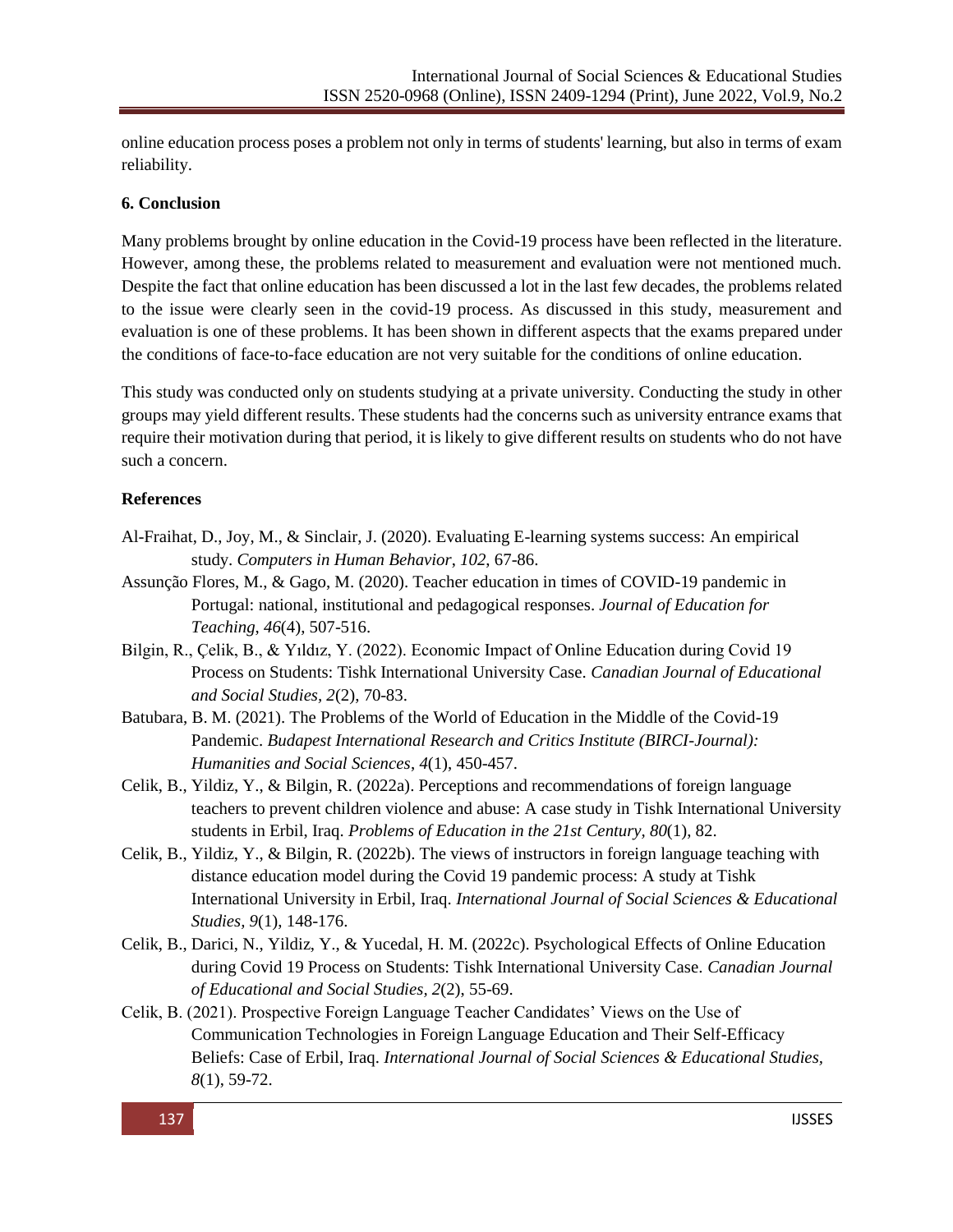online education process poses a problem not only in terms of students' learning, but also in terms of exam reliability.

## 6. Conclusion

Many problems brought by online education in the Covid-19 process have been reflected in the literature. However, among these, the problems related to measurement and evaluation were not mentioned much. Despite the fact that online education has been discussed a lot in the last few decades, the problems related to the issue were clearly seen in the covid-19 process. As discussed in this study, measurement and evaluation is one of these problems. It has been shown in different aspects that the exams prepared under the conditions of face-to-face education are not very suitable for the conditions of online education.

This study was conducted only on students studying at a private university. Conducting the study in other groups may yield different results. These students had the concerns such as university entrance exams that require their motivation during that period, it is likely to give different results on students who do not have such a concern.

## References

Al-Fraihat, D., Joy, M., & Sinclair, J. (2020). Evaluating E-learning systems success: An empirical study. *Computers in Human Behavior*, *102*, 67-86.

Assunção Flores, M., & Gago, M. (2020). Teacher education in times of COVID-19 pandemic in Portugal: national, institutional and pedagogical responses. *Journal of Education for Teaching*, *46*(4), 507-516.

Bilgin, R., Çelik, B., & Yıldız, Y. (2022). Economic Impact of Online Education during Covid 19 Process on Students: Tishk International University Case. *Canadian Journal of Educational and Social Studies*, *2*(2), 70-83.

Batubara, B. M. (2021). The Problems of the World of Education in the Middle of the Covid-19 Pandemic. *Budapest International Research and Critics Institute (BIRCI-Journal): Humanities and Social Sciences*, *4*(1), 450-457.

Celik, B., Yildiz, Y., & Bilgin, R. (2022a). Perceptions and recommendations of foreign language teachers to prevent children violence and abuse: A case study in Tishk International University students in Erbil, Iraq. *Problems of Education in the 21st Century*, *80*(1), 82.

Celik, B., Yildiz, Y., & Bilgin, R. (2022b). The views of instructors in foreign language teaching with distance education model during the Covid 19 pandemic process: A study at Tishk International University in Erbil, Iraq. *International Journal of Social Sciences & Educational Studies, 9*(1), 148-176.

Celik, B., Darici, N., Yildiz, Y., & Yucedal, H. M. (2022c). Psychological Effects of Online Education during Covid 19 Process on Students: Tishk International University Case. *Canadian Journal of Educational and Social Studies*, *2*(2), 55-69.

Celik, B. (2021). Prospective Foreign Language Teacher Candidates' Views on the Use of Communication Technologies in Foreign Language Education and Their Self-Efficacy Beliefs: Case of Erbil, Iraq. *International Journal of Social Sciences & Educational Studies, 8*(1), 59-72.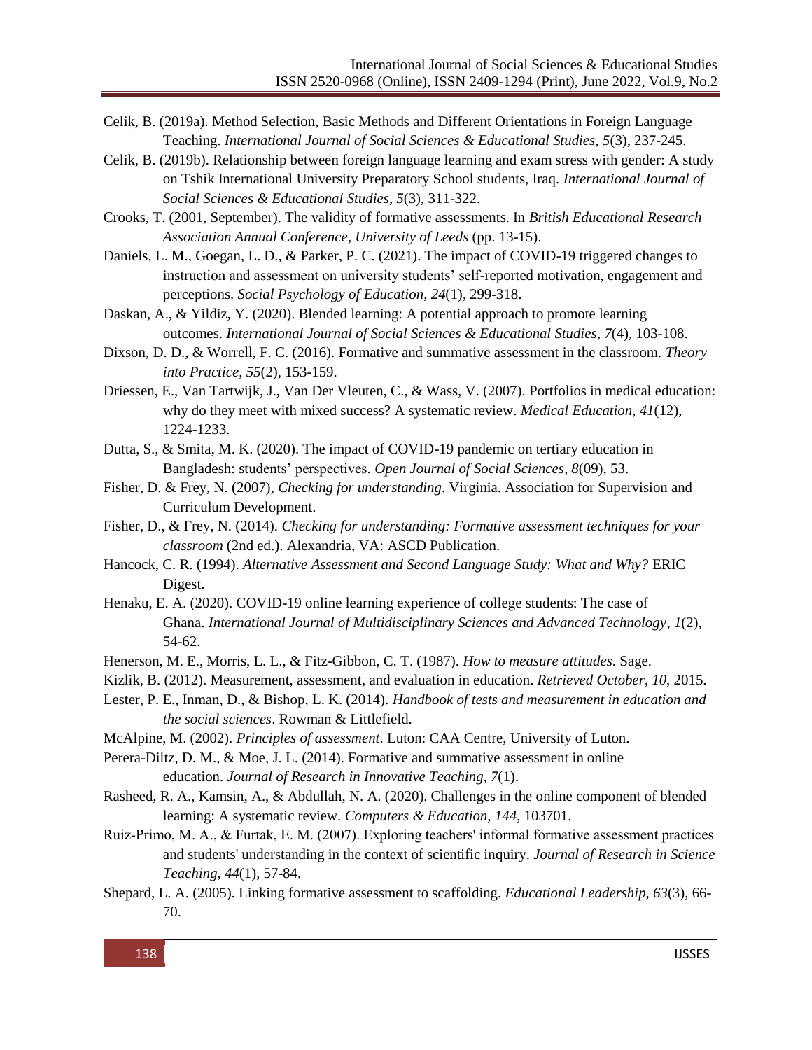Celik, B. (2019a). Method Selection, Basic Methods and Different Orientations in Foreign Language Teaching. *International Journal of Social Sciences & Educational Studies*, *5*(3), 237-245.

Celik, B. (2019b). Relationship between foreign language learning and exam stress with gender: A study on Tshik International University Preparatory School students, Iraq. *International Journal of Social Sciences & Educational Studies*, *5*(3), 311-322.

Crooks, T. (2001, September). The validity of formative assessments. In *British Educational Research Association Annual Conference, University of Leeds* (pp. 13-15).

Daniels, L. M., Goegan, L. D., & Parker, P. C. (2021). The impact of COVID-19 triggered changes to instruction and assessment on university students' self-reported motivation, engagement and perceptions. *Social Psychology of Education*, *24*(1), 299-318.

Daskan, A., & Yildiz, Y. (2020). Blended learning: A potential approach to promote learning outcomes. *International Journal of Social Sciences & Educational Studies*, *7*(4), 103-108.

Dixson, D. D., & Worrell, F. C. (2016). Formative and summative assessment in the classroom. *Theory into Practice*, *55*(2), 153-159.

Driessen, E., Van Tartwijk, J., Van Der Vleuten, C., & Wass, V. (2007). Portfolios in medical education: why do they meet with mixed success? A systematic review. *Medical Education*, *41*(12), 1224-1233.

Dutta, S., & Smita, M. K. (2020). The impact of COVID-19 pandemic on tertiary education in Bangladesh: students' perspectives. *Open Journal of Social Sciences*, *8*(09), 53.

Fisher, D. & Frey, N. (2007), *Checking for understanding*. Virginia. Association for Supervision and Curriculum Development.

Fisher, D., & Frey, N. (2014). *Checking for understanding: Formative assessment techniques for your classroom* (2nd ed.). Alexandria, VA: ASCD Publication.

Hancock, C. R. (1994). *Alternative Assessment and Second Language Study: What and Why?* ERIC Digest.

Henaku, E. A. (2020). COVID-19 online learning experience of college students: The case of Ghana. *International Journal of Multidisciplinary Sciences and Advanced Technology*, *1*(2), 54-62.

Henerson, M. E., Morris, L. L., & Fitz-Gibbon, C. T. (1987). *How to measure attitudes*. Sage.

Kizlik, B. (2012). Measurement, assessment, and evaluation in education. *Retrieved October*, *10*, 2015.

Lester, P. E., Inman, D., & Bishop, L. K. (2014). *Handbook of tests and measurement in education and the social sciences*. Rowman & Littlefield.

McAlpine, M. (2002). *Principles of assessment*. Luton: CAA Centre, University of Luton.

Perera-Diltz, D. M., & Moe, J. L. (2014). Formative and summative assessment in online education. *Journal of Research in Innovative Teaching*, *7*(1).

Rasheed, R. A., Kamsin, A., & Abdullah, N. A. (2020). Challenges in the online component of blended learning: A systematic review. *Computers & Education*, *144*, 103701.

Ruiz-Primo, M. A., & Furtak, E. M. (2007). Exploring teachers' informal formative assessment practices and students' understanding in the context of scientific inquiry. *Journal of Research in Science Teaching*, *44*(1), 57-84.

Shepard, L. A. (2005). Linking formative assessment to scaffolding. *Educational Leadership*, *63*(3), 66-70.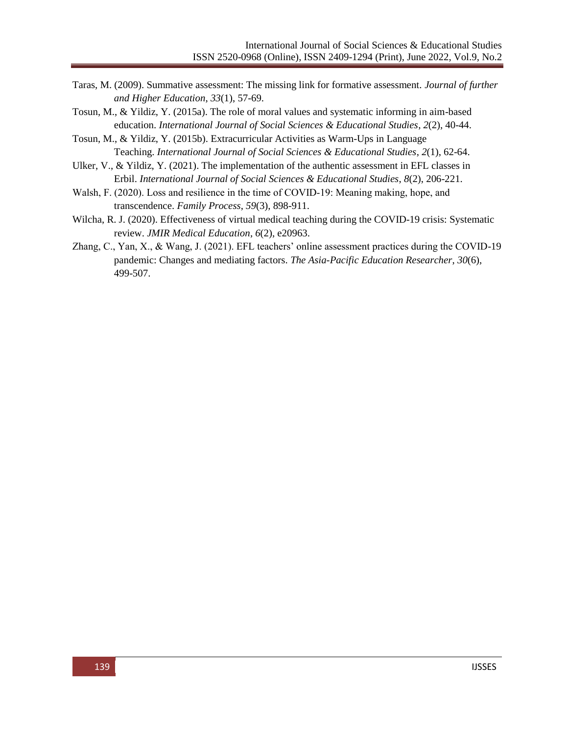Taras, M. (2009). Summative assessment: The missing link for formative assessment. *Journal of further and Higher Education*, *33*(1), 57-69.

Tosun, M., & Yildiz, Y. (2015a). The role of moral values and systematic informing in aim-based education. *International Journal of Social Sciences & Educational Studies*, *2*(2), 40-44.

Tosun, M., & Yildiz, Y. (2015b). Extracurricular Activities as Warm-Ups in Language Teaching. *International Journal of Social Sciences & Educational Studies*, *2*(1), 62-64.

Ulker, V., & Yildiz, Y. (2021). The implementation of the authentic assessment in EFL classes in Erbil. *International Journal of Social Sciences & Educational Studies*, *8*(2), 206-221.

Walsh, F. (2020). Loss and resilience in the time of COVID-19: Meaning making, hope, and transcendence. *Family Process*, *59*(3), 898-911.

Wilcha, R. J. (2020). Effectiveness of virtual medical teaching during the COVID-19 crisis: Systematic review. *JMIR Medical Education*, *6*(2), e20963.

Zhang, C., Yan, X., & Wang, J. (2021). EFL teachers' online assessment practices during the COVID-19 pandemic: Changes and mediating factors. *The Asia-Pacific Education Researcher*, *30*(6), 499-507.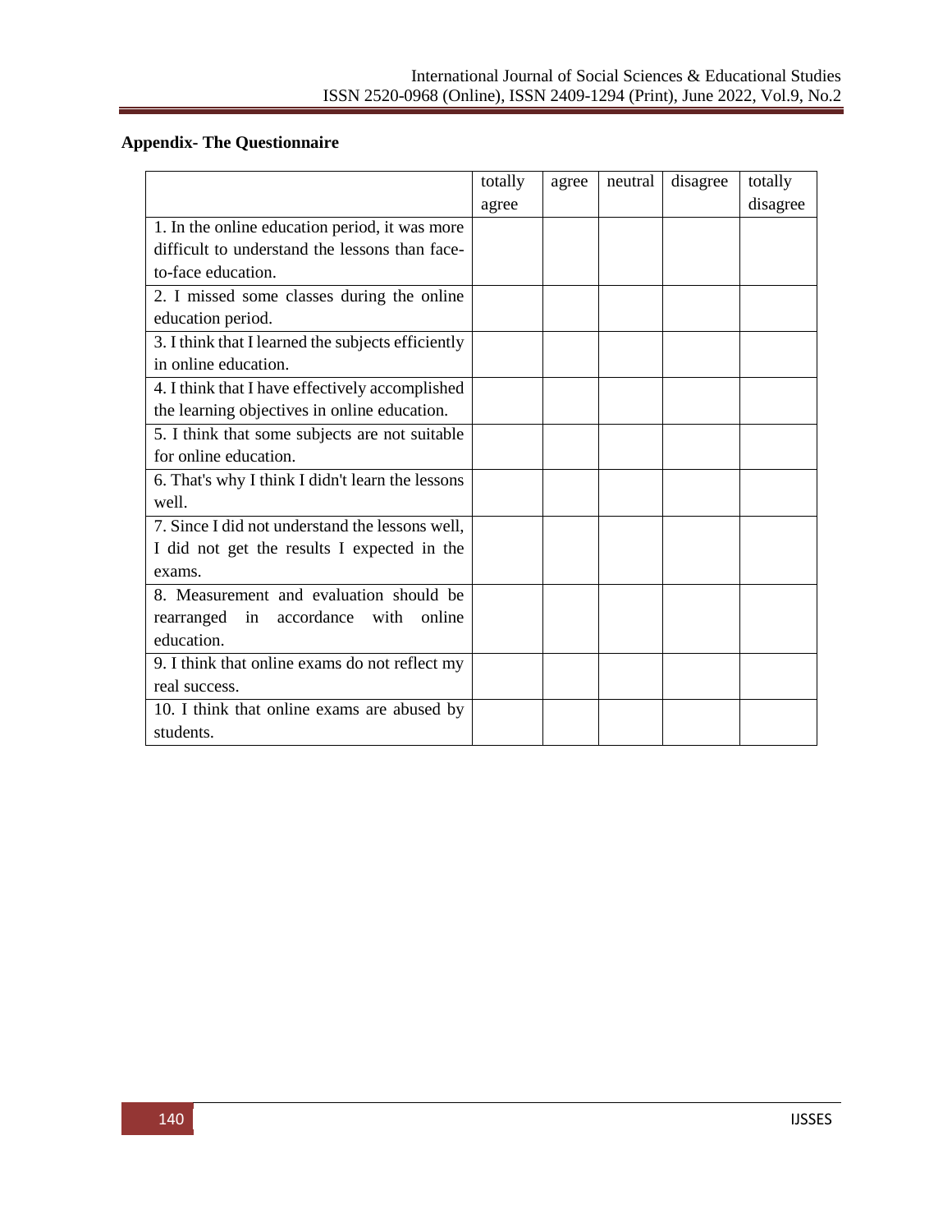**Appendix- The Questionnaire**

| | totally agree | agree | neutral | disagree | totally disagree |
|---|---|---|---|---|---|
| 1. In the online education period, it was more difficult to understand the lessons than face-to-face education. | | | | | |
| 2. I missed some classes during the online education period. | | | | | |
| 3. I think that I learned the subjects efficiently in online education. | | | | | |
| 4. I think that I have effectively accomplished the learning objectives in online education. | | | | | |
| 5. I think that some subjects are not suitable for online education. | | | | | |
| 6. That's why I think I didn't learn the lessons well. | | | | | |
| 7. Since I did not understand the lessons well, I did not get the results I expected in the exams. | | | | | |
| 8. Measurement and evaluation should be rearranged in accordance with online education. | | | | | |
| 9. I think that online exams do not reflect my real success. | | | | | |
| 10. I think that online exams are abused by students. | | | | | |